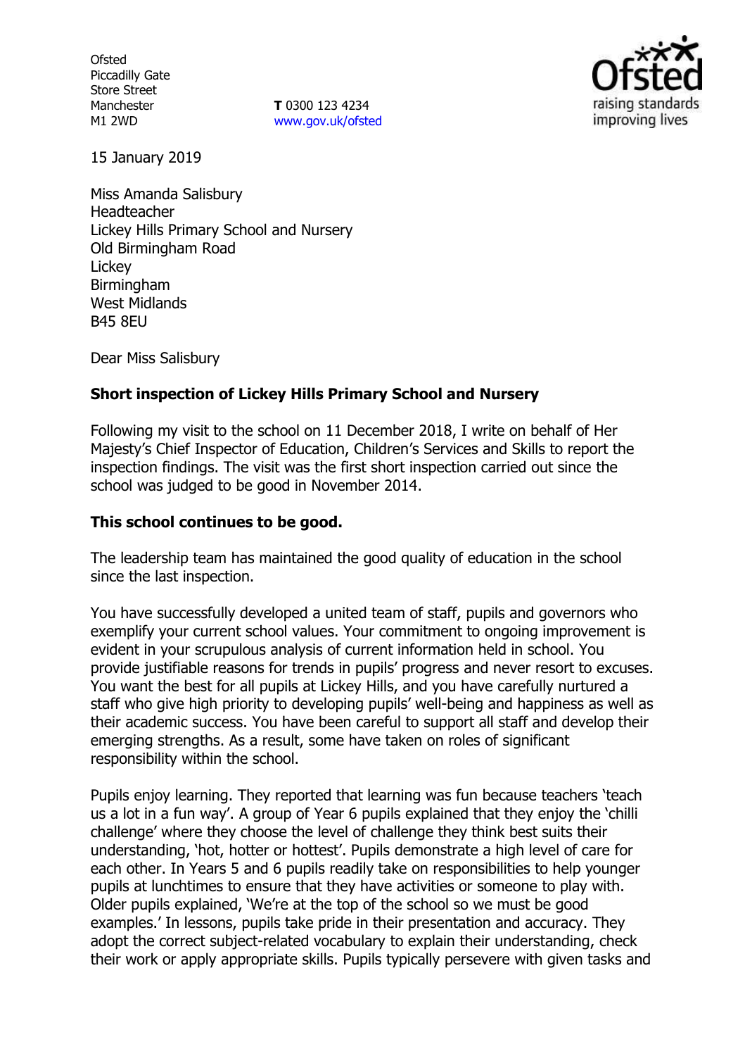Ofsted
Piccadilly Gate
Store Street
Manchester
M1 2WD

**T** 0300 123 4234
www.gov.uk/ofsted

15 January 2019

Miss Amanda Salisbury
Headteacher
Lickey Hills Primary School and Nursery
Old Birmingham Road
Lickey
Birmingham
West Midlands
B45 8EU

Dear Miss Salisbury

**Short inspection of Lickey Hills Primary School and Nursery**

Following my visit to the school on 11 December 2018, I write on behalf of Her Majesty's Chief Inspector of Education, Children's Services and Skills to report the inspection findings. The visit was the first short inspection carried out since the school was judged to be good in November 2014.

**This school continues to be good.**

The leadership team has maintained the good quality of education in the school since the last inspection.

You have successfully developed a united team of staff, pupils and governors who exemplify your current school values. Your commitment to ongoing improvement is evident in your scrupulous analysis of current information held in school. You provide justifiable reasons for trends in pupils' progress and never resort to excuses. You want the best for all pupils at Lickey Hills, and you have carefully nurtured a staff who give high priority to developing pupils' well-being and happiness as well as their academic success. You have been careful to support all staff and develop their emerging strengths. As a result, some have taken on roles of significant responsibility within the school.

Pupils enjoy learning. They reported that learning was fun because teachers 'teach us a lot in a fun way'. A group of Year 6 pupils explained that they enjoy the 'chilli challenge' where they choose the level of challenge they think best suits their understanding, 'hot, hotter or hottest'. Pupils demonstrate a high level of care for each other. In Years 5 and 6 pupils readily take on responsibilities to help younger pupils at lunchtimes to ensure that they have activities or someone to play with. Older pupils explained, 'We're at the top of the school so we must be good examples.' In lessons, pupils take pride in their presentation and accuracy. They adopt the correct subject-related vocabulary to explain their understanding, check their work or apply appropriate skills. Pupils typically persevere with given tasks and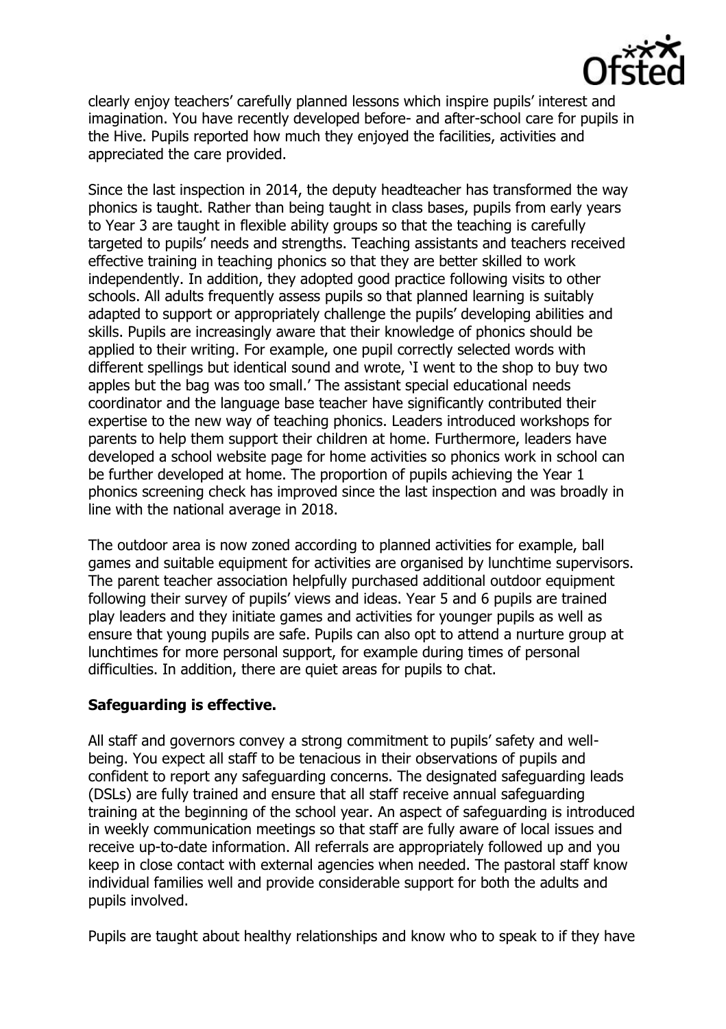clearly enjoy teachers' carefully planned lessons which inspire pupils' interest and imagination. You have recently developed before- and after-school care for pupils in the Hive. Pupils reported how much they enjoyed the facilities, activities and appreciated the care provided.

Since the last inspection in 2014, the deputy headteacher has transformed the way phonics is taught. Rather than being taught in class bases, pupils from early years to Year 3 are taught in flexible ability groups so that the teaching is carefully targeted to pupils' needs and strengths. Teaching assistants and teachers received effective training in teaching phonics so that they are better skilled to work independently. In addition, they adopted good practice following visits to other schools. All adults frequently assess pupils so that planned learning is suitably adapted to support or appropriately challenge the pupils' developing abilities and skills. Pupils are increasingly aware that their knowledge of phonics should be applied to their writing. For example, one pupil correctly selected words with different spellings but identical sound and wrote, 'I went to the shop to buy two apples but the bag was too small.' The assistant special educational needs coordinator and the language base teacher have significantly contributed their expertise to the new way of teaching phonics. Leaders introduced workshops for parents to help them support their children at home. Furthermore, leaders have developed a school website page for home activities so phonics work in school can be further developed at home. The proportion of pupils achieving the Year 1 phonics screening check has improved since the last inspection and was broadly in line with the national average in 2018.

The outdoor area is now zoned according to planned activities for example, ball games and suitable equipment for activities are organised by lunchtime supervisors. The parent teacher association helpfully purchased additional outdoor equipment following their survey of pupils' views and ideas. Year 5 and 6 pupils are trained play leaders and they initiate games and activities for younger pupils as well as ensure that young pupils are safe. Pupils can also opt to attend a nurture group at lunchtimes for more personal support, for example during times of personal difficulties. In addition, there are quiet areas for pupils to chat.

**Safeguarding is effective.**

All staff and governors convey a strong commitment to pupils' safety and well-being. You expect all staff to be tenacious in their observations of pupils and confident to report any safeguarding concerns. The designated safeguarding leads (DSLs) are fully trained and ensure that all staff receive annual safeguarding training at the beginning of the school year. An aspect of safeguarding is introduced in weekly communication meetings so that staff are fully aware of local issues and receive up-to-date information. All referrals are appropriately followed up and you keep in close contact with external agencies when needed. The pastoral staff know individual families well and provide considerable support for both the adults and pupils involved.

Pupils are taught about healthy relationships and know who to speak to if they have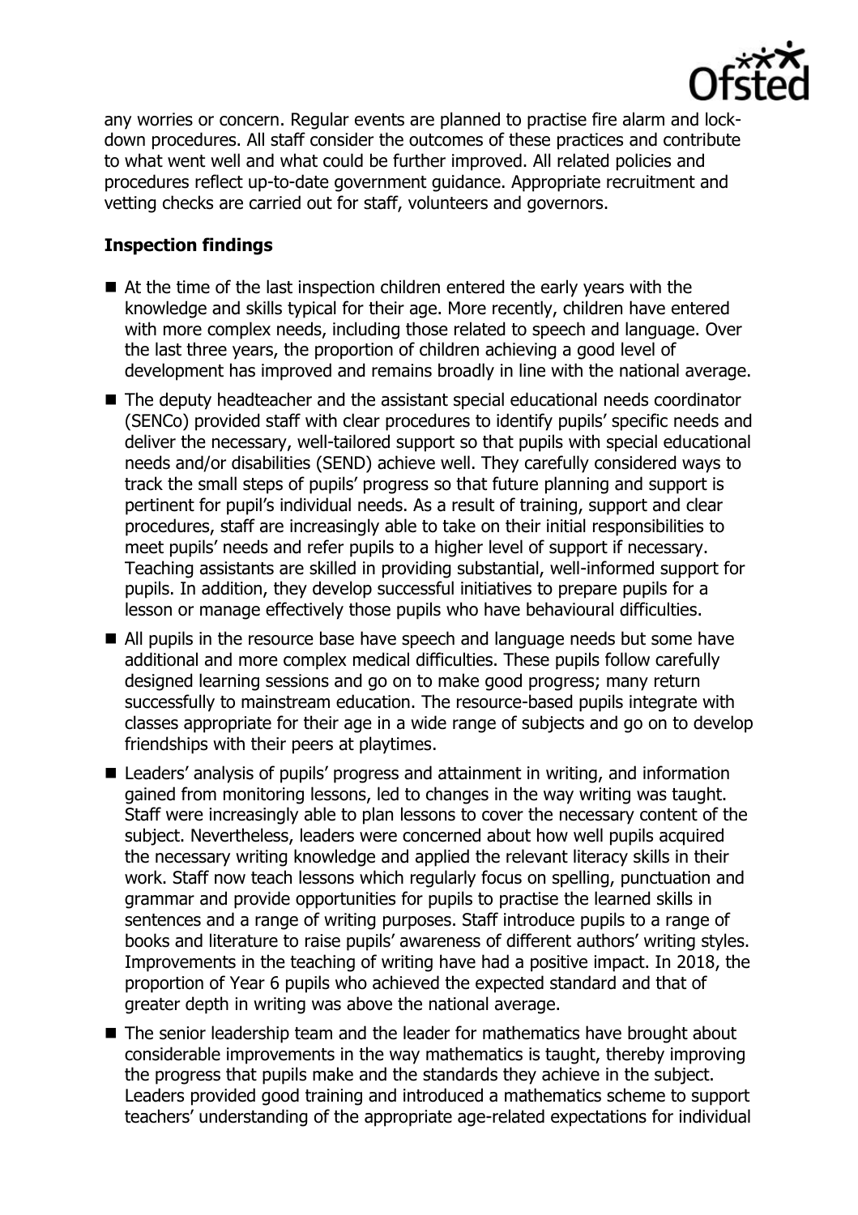any worries or concern. Regular events are planned to practise fire alarm and lock-down procedures. All staff consider the outcomes of these practices and contribute to what went well and what could be further improved. All related policies and procedures reflect up-to-date government guidance. Appropriate recruitment and vetting checks are carried out for staff, volunteers and governors.

### Inspection findings

- At the time of the last inspection children entered the early years with the knowledge and skills typical for their age. More recently, children have entered with more complex needs, including those related to speech and language. Over the last three years, the proportion of children achieving a good level of development has improved and remains broadly in line with the national average.
- The deputy headteacher and the assistant special educational needs coordinator (SENCo) provided staff with clear procedures to identify pupils' specific needs and deliver the necessary, well-tailored support so that pupils with special educational needs and/or disabilities (SEND) achieve well. They carefully considered ways to track the small steps of pupils' progress so that future planning and support is pertinent for pupil's individual needs. As a result of training, support and clear procedures, staff are increasingly able to take on their initial responsibilities to meet pupils' needs and refer pupils to a higher level of support if necessary. Teaching assistants are skilled in providing substantial, well-informed support for pupils. In addition, they develop successful initiatives to prepare pupils for a lesson or manage effectively those pupils who have behavioural difficulties.
- All pupils in the resource base have speech and language needs but some have additional and more complex medical difficulties. These pupils follow carefully designed learning sessions and go on to make good progress; many return successfully to mainstream education. The resource-based pupils integrate with classes appropriate for their age in a wide range of subjects and go on to develop friendships with their peers at playtimes.
- Leaders' analysis of pupils' progress and attainment in writing, and information gained from monitoring lessons, led to changes in the way writing was taught. Staff were increasingly able to plan lessons to cover the necessary content of the subject. Nevertheless, leaders were concerned about how well pupils acquired the necessary writing knowledge and applied the relevant literacy skills in their work. Staff now teach lessons which regularly focus on spelling, punctuation and grammar and provide opportunities for pupils to practise the learned skills in sentences and a range of writing purposes. Staff introduce pupils to a range of books and literature to raise pupils' awareness of different authors' writing styles. Improvements in the teaching of writing have had a positive impact. In 2018, the proportion of Year 6 pupils who achieved the expected standard and that of greater depth in writing was above the national average.
- The senior leadership team and the leader for mathematics have brought about considerable improvements in the way mathematics is taught, thereby improving the progress that pupils make and the standards they achieve in the subject. Leaders provided good training and introduced a mathematics scheme to support teachers' understanding of the appropriate age-related expectations for individual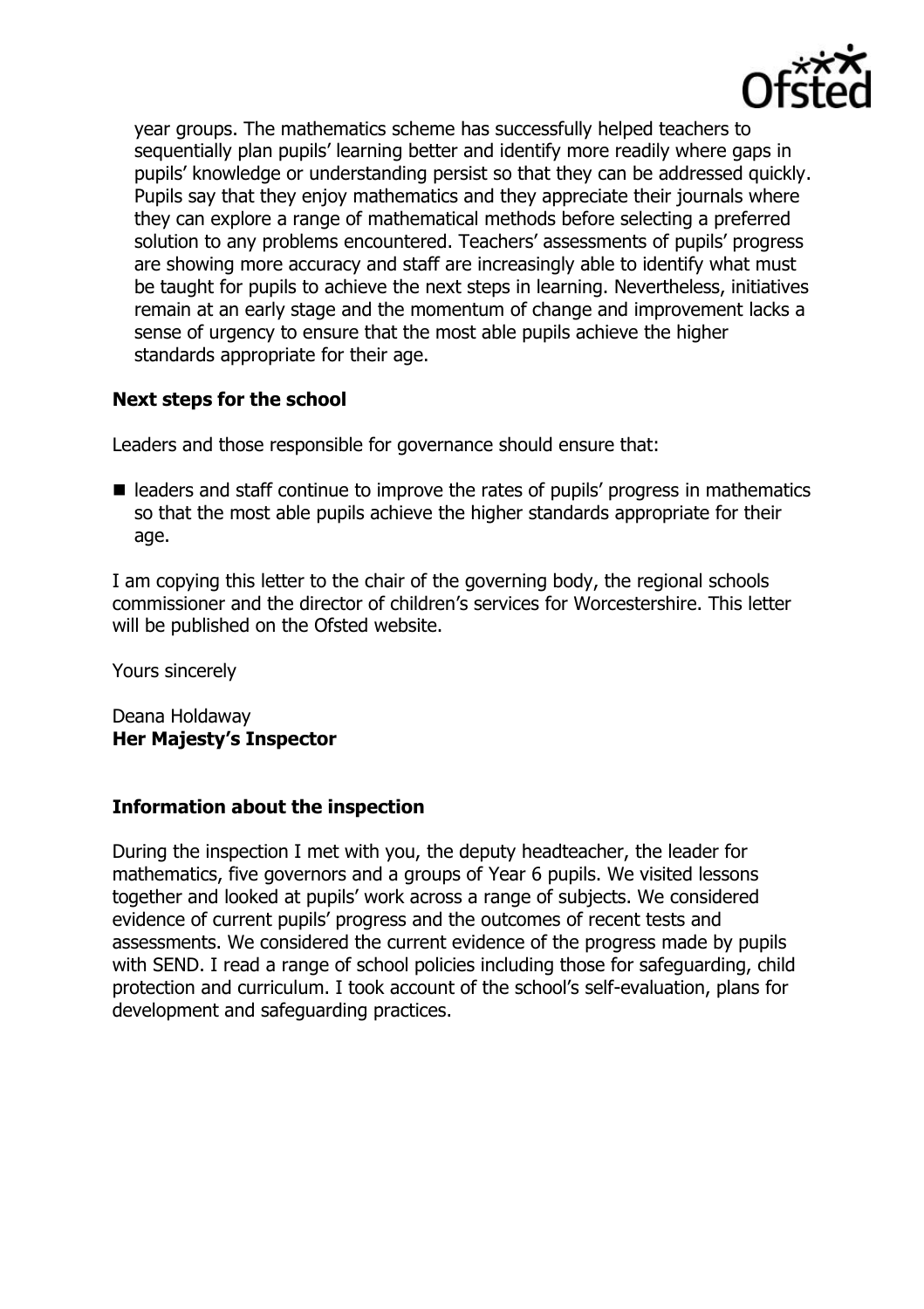year groups. The mathematics scheme has successfully helped teachers to sequentially plan pupils' learning better and identify more readily where gaps in pupils' knowledge or understanding persist so that they can be addressed quickly. Pupils say that they enjoy mathematics and they appreciate their journals where they can explore a range of mathematical methods before selecting a preferred solution to any problems encountered. Teachers' assessments of pupils' progress are showing more accuracy and staff are increasingly able to identify what must be taught for pupils to achieve the next steps in learning. Nevertheless, initiatives remain at an early stage and the momentum of change and improvement lacks a sense of urgency to ensure that the most able pupils achieve the higher standards appropriate for their age.

### Next steps for the school

Leaders and those responsible for governance should ensure that:

- leaders and staff continue to improve the rates of pupils' progress in mathematics so that the most able pupils achieve the higher standards appropriate for their age.

I am copying this letter to the chair of the governing body, the regional schools commissioner and the director of children's services for Worcestershire. This letter will be published on the Ofsted website.

Yours sincerely

Deana Holdaway
**Her Majesty's Inspector**

### Information about the inspection

During the inspection I met with you, the deputy headteacher, the leader for mathematics, five governors and a groups of Year 6 pupils. We visited lessons together and looked at pupils' work across a range of subjects. We considered evidence of current pupils' progress and the outcomes of recent tests and assessments. We considered the current evidence of the progress made by pupils with SEND. I read a range of school policies including those for safeguarding, child protection and curriculum. I took account of the school's self-evaluation, plans for development and safeguarding practices.